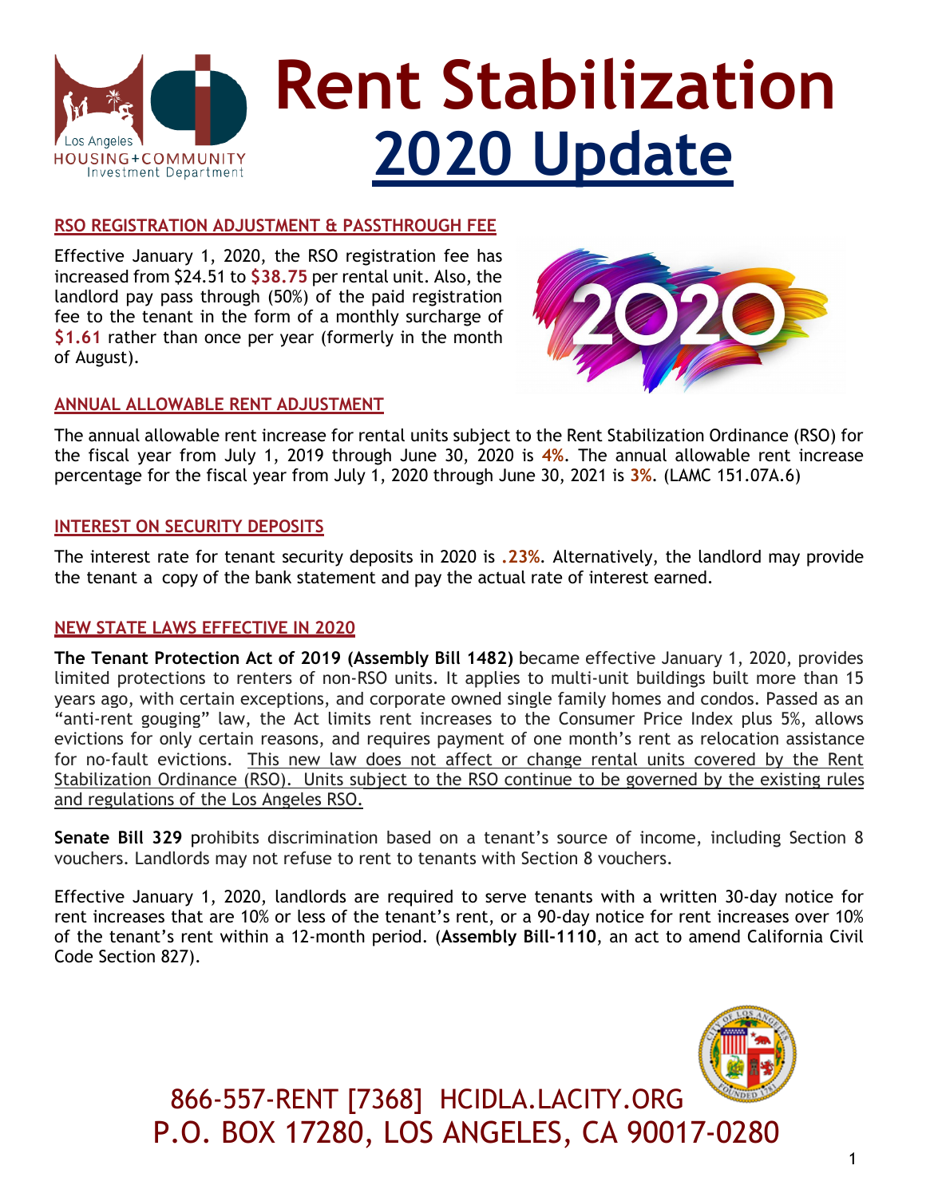# Rent Stabilization 2020 Update

Los Angeles HOUSING+COMMUNITY Investment Department

## RSO REGISTRATION ADJUSTMENT & PASSTHROUGH FEE

Effective January 1, 2020, the RSO registration fee has increased from $24.51 to **$38.75** per rental unit. Also, the landlord pay pass through (50%) of the paid registration fee to the tenant in the form of a monthly surcharge of **$1.61** rather than once per year (formerly in the month of August).

## ANNUAL ALLOWABLE RENT ADJUSTMENT

The annual allowable rent increase for rental units subject to the Rent Stabilization Ordinance (RSO) for the fiscal year from July 1, 2019 through June 30, 2020 is **4%**. The annual allowable rent increase percentage for the fiscal year from July 1, 2020 through June 30, 2021 is **3%**. (LAMC 151.07A.6)

## INTEREST ON SECURITY DEPOSITS

The interest rate for tenant security deposits in 2020 is **.23%**. Alternatively, the landlord may provide the tenant a copy of the bank statement and pay the actual rate of interest earned.

## NEW STATE LAWS EFFECTIVE IN 2020

**The Tenant Protection Act of 2019 (Assembly Bill 1482)** became effective January 1, 2020, provides limited protections to renters of non-RSO units. It applies to multi-unit buildings built more than 15 years ago, with certain exceptions, and corporate owned single family homes and condos. Passed as an "anti-rent gouging" law, the Act limits rent increases to the Consumer Price Index plus 5%, allows evictions for only certain reasons, and requires payment of one month's rent as relocation assistance for no-fault evictions. This new law does not affect or change rental units covered by the Rent Stabilization Ordinance (RSO). Units subject to the RSO continue to be governed by the existing rules and regulations of the Los Angeles RSO.

**Senate Bill 329** prohibits discrimination based on a tenant's source of income, including Section 8 vouchers. Landlords may not refuse to rent to tenants with Section 8 vouchers.

Effective January 1, 2020, landlords are required to serve tenants with a written 30-day notice for rent increases that are 10% or less of the tenant's rent, or a 90-day notice for rent increases over 10% of the tenant's rent within a 12-month period. (**Assembly Bill-1110**, an act to amend California Civil Code Section 827).

866-557-RENT [7368] HCIDLA.LACITY.ORG
P.O. BOX 17280, LOS ANGELES, CA 90017-0280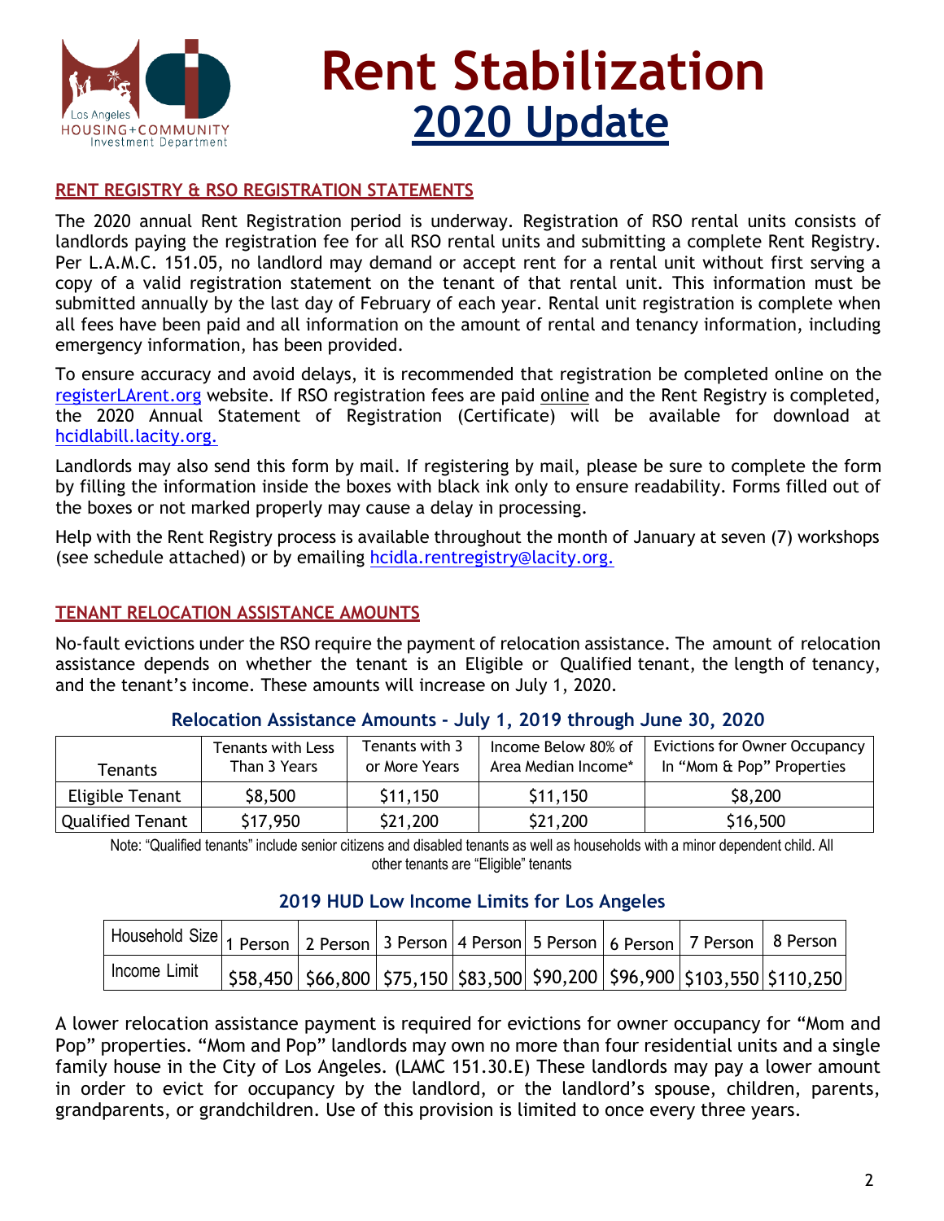# Rent Stabilization

## 2020 Update

### RENT REGISTRY & RSO REGISTRATION STATEMENTS

The 2020 annual Rent Registration period is underway. Registration of RSO rental units consists of landlords paying the registration fee for all RSO rental units and submitting a complete Rent Registry. Per L.A.M.C. 151.05, no landlord may demand or accept rent for a rental unit without first serving a copy of a valid registration statement on the tenant of that rental unit. This information must be submitted annually by the last day of February of each year. Rental unit registration is complete when all fees have been paid and all information on the amount of rental and tenancy information, including emergency information, has been provided.

To ensure accuracy and avoid delays, it is recommended that registration be completed online on the registerLArent.org website. If RSO registration fees are paid online and the Rent Registry is completed, the 2020 Annual Statement of Registration (Certificate) will be available for download at hcidlabill.lacity.org.

Landlords may also send this form by mail. If registering by mail, please be sure to complete the form by filling the information inside the boxes with black ink only to ensure readability. Forms filled out of the boxes or not marked properly may cause a delay in processing.

Help with the Rent Registry process is available throughout the month of January at seven (7) workshops (see schedule attached) or by emailing hcidla.rentregistry@lacity.org.

### TENANT RELOCATION ASSISTANCE AMOUNTS

No-fault evictions under the RSO require the payment of relocation assistance. The amount of relocation assistance depends on whether the tenant is an Eligible or Qualified tenant, the length of tenancy, and the tenant's income. These amounts will increase on July 1, 2020.

**Relocation Assistance Amounts - July 1, 2019 through June 30, 2020**

| Tenants | Tenants with Less Than 3 Years | Tenants with 3 or More Years | Income Below 80% of Area Median Income* | Evictions for Owner Occupancy In "Mom & Pop" Properties |
|---|---|---|---|---|
| Eligible Tenant | $8,500 | $11,150 | $11,150 | $8,200 |
| Qualified Tenant | $17,950 | $21,200 | $21,200 | $16,500 |

Note: "Qualified tenants" include senior citizens and disabled tenants as well as households with a minor dependent child. All other tenants are "Eligible" tenants

**2019 HUD Low Income Limits for Los Angeles**

| Household Size | 1 Person | 2 Person | 3 Person | 4 Person | 5 Person | 6 Person | 7 Person | 8 Person |
|---|---|---|---|---|---|---|---|---|
| Income Limit | $58,450 | $66,800 | $75,150 | $83,500 | $90,200 | $96,900 | $103,550 | $110,250 |

A lower relocation assistance payment is required for evictions for owner occupancy for "Mom and Pop" properties. "Mom and Pop" landlords may own no more than four residential units and a single family house in the City of Los Angeles. (LAMC 151.30.E) These landlords may pay a lower amount in order to evict for occupancy by the landlord, or the landlord's spouse, children, parents, grandparents, or grandchildren. Use of this provision is limited to once every three years.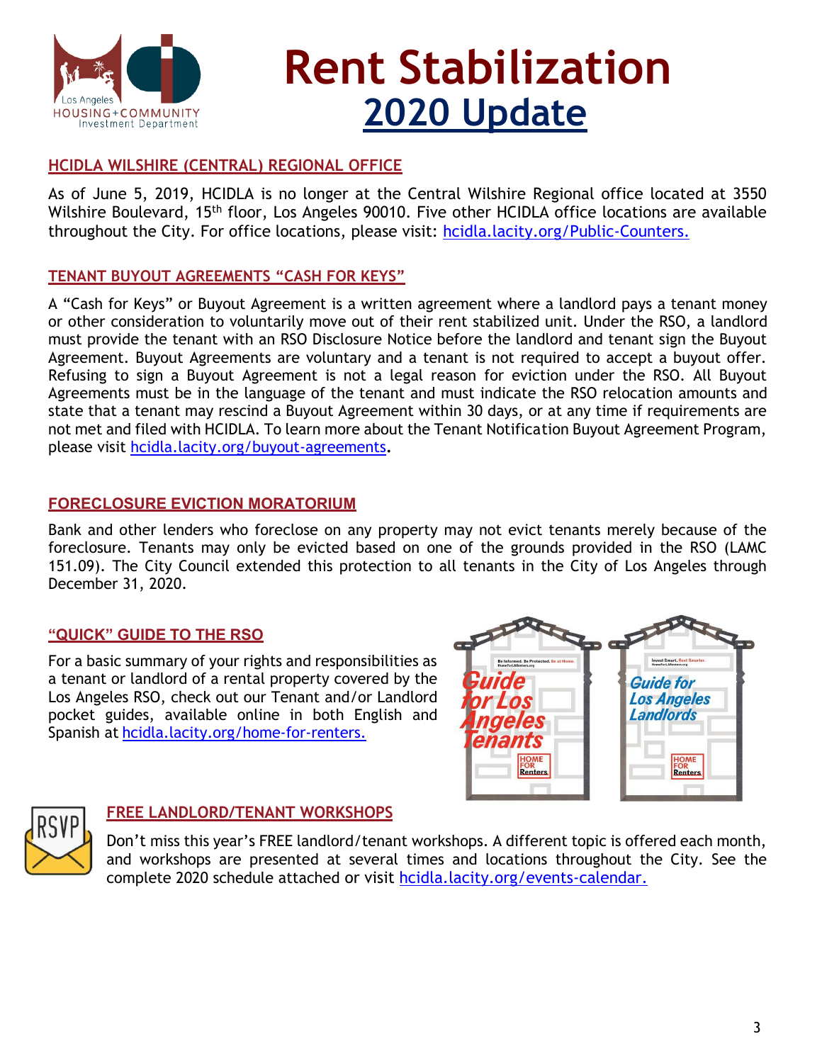# Rent Stabilization

## 2020 Update

### HCIDLA WILSHIRE (CENTRAL) REGIONAL OFFICE

As of June 5, 2019, HCIDLA is no longer at the Central Wilshire Regional office located at 3550 Wilshire Boulevard, 15th floor, Los Angeles 90010. Five other HCIDLA office locations are available throughout the City. For office locations, please visit: hcidla.lacity.org/Public-Counters.

### TENANT BUYOUT AGREEMENTS "CASH FOR KEYS"

A "Cash for Keys" or Buyout Agreement is a written agreement where a landlord pays a tenant money or other consideration to voluntarily move out of their rent stabilized unit. Under the RSO, a landlord must provide the tenant with an RSO Disclosure Notice before the landlord and tenant sign the Buyout Agreement. Buyout Agreements are voluntary and a tenant is not required to accept a buyout offer. Refusing to sign a Buyout Agreement is not a legal reason for eviction under the RSO. All Buyout Agreements must be in the language of the tenant and must indicate the RSO relocation amounts and state that a tenant may rescind a Buyout Agreement within 30 days, or at any time if requirements are not met and filed with HCIDLA. To learn more about the Tenant Notification Buyout Agreement Program, please visit hcidla.lacity.org/buyout-agreements.

### FORECLOSURE EVICTION MORATORIUM

Bank and other lenders who foreclose on any property may not evict tenants merely because of the foreclosure. Tenants may only be evicted based on one of the grounds provided in the RSO (LAMC 151.09). The City Council extended this protection to all tenants in the City of Los Angeles through December 31, 2020.

### "QUICK" GUIDE TO THE RSO

For a basic summary of your rights and responsibilities as a tenant or landlord of a rental property covered by the Los Angeles RSO, check out our Tenant and/or Landlord pocket guides, available online in both English and Spanish at hcidla.lacity.org/home-for-renters.

### FREE LANDLORD/TENANT WORKSHOPS

Don't miss this year's FREE landlord/tenant workshops. A different topic is offered each month, and workshops are presented at several times and locations throughout the City. See the complete 2020 schedule attached or visit hcidla.lacity.org/events-calendar.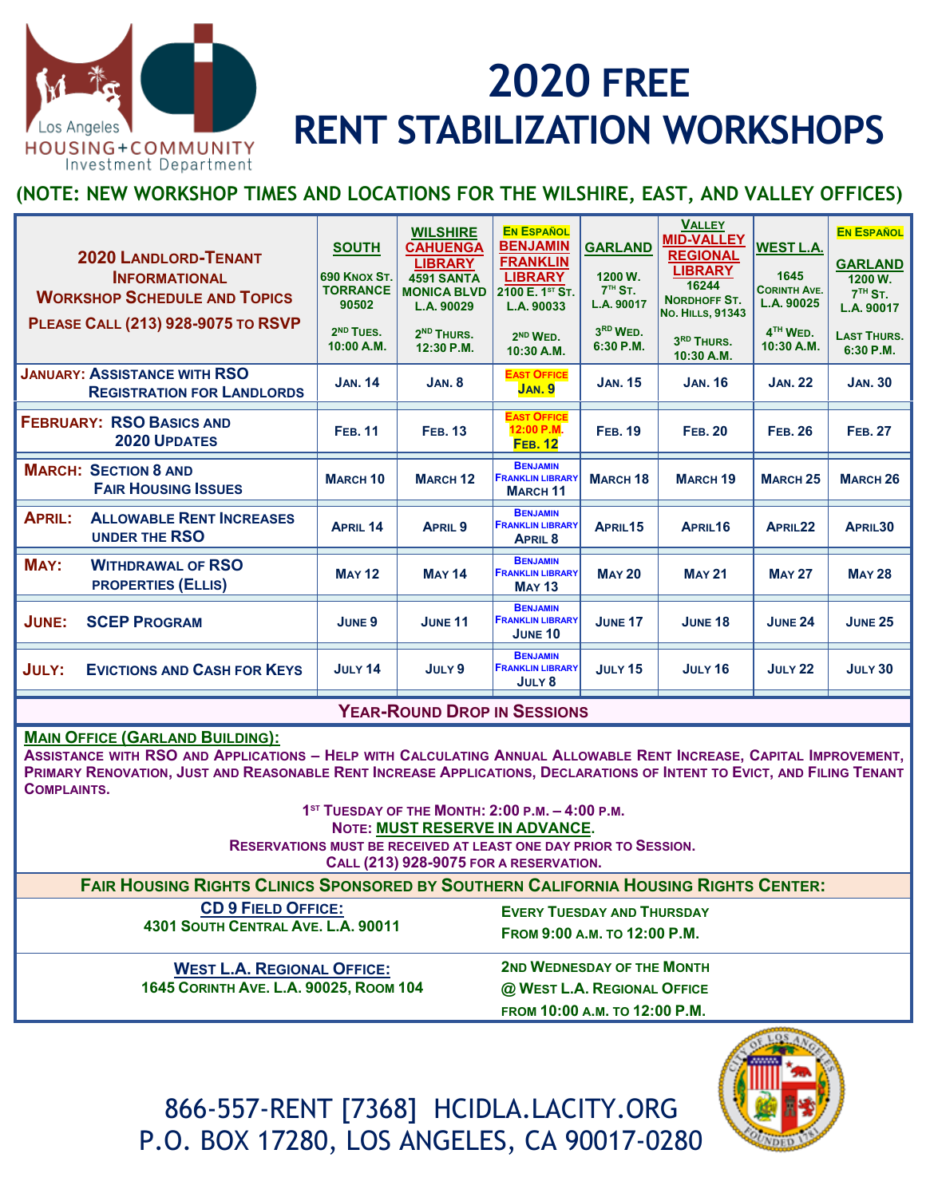# 2020 FREE RENT STABILIZATION WORKSHOPS

**(NOTE: NEW WORKSHOP TIMES AND LOCATIONS FOR THE WILSHIRE, EAST, AND VALLEY OFFICES)**

| 2020 LANDLORD-TENANT INFORMATIONAL WORKSHOP SCHEDULE AND TOPICS PLEASE CALL (213) 928-9075 TO RSVP | SOUTH 690 KNOX ST. TORRANCE 90502 2ND TUES. 10:00 A.M. | WILSHIRE CAHUENGA LIBRARY 4591 SANTA MONICA BLVD L.A. 90029 2ND THURS. 12:30 P.M. | EN ESPAÑOL BENJAMIN FRANKLIN LIBRARY 2100 E. 1ST ST. L.A. 90033 2ND WED. 10:30 A.M. | GARLAND 1200 W. 7TH ST. L.A. 90017 3RD WED. 6:30 P.M. | VALLEY MID-VALLEY REGIONAL LIBRARY 16244 NORDHOFF ST. NO. HILLS, 91343 3RD THURS. 10:30 A.M. | WEST L.A. 1645 CORINTH AVE. L.A. 90025 4TH WED. 10:30 A.M. | EN ESPAÑOL GARLAND 1200 W. 7TH ST. L.A. 90017 LAST THURS. 6:30 P.M. |
|---|---|---|---|---|---|---|---|
| JANUARY: ASSISTANCE WITH RSO REGISTRATION FOR LANDLORDS | JAN. 14 | JAN. 8 | EAST OFFICE JAN. 9 | JAN. 15 | JAN. 16 | JAN. 22 | JAN. 30 |
| FEBRUARY: RSO BASICS AND 2020 UPDATES | FEB. 11 | FEB. 13 | EAST OFFICE 12:00 P.M. FEB. 12 | FEB. 19 | FEB. 20 | FEB. 26 | FEB. 27 |
| MARCH: SECTION 8 AND FAIR HOUSING ISSUES | MARCH 10 | MARCH 12 | BENJAMIN FRANKLIN LIBRARY MARCH 11 | MARCH 18 | MARCH 19 | MARCH 25 | MARCH 26 |
| APRIL: ALLOWABLE RENT INCREASES UNDER THE RSO | APRIL 14 | APRIL 9 | BENJAMIN FRANKLIN LIBRARY APRIL 8 | APRIL15 | APRIL16 | APRIL22 | APRIL30 |
| MAY: WITHDRAWAL OF RSO PROPERTIES (ELLIS) | MAY 12 | MAY 14 | BENJAMIN FRANKLIN LIBRARY MAY 13 | MAY 20 | MAY 21 | MAY 27 | MAY 28 |
| JUNE: SCEP PROGRAM | JUNE 9 | JUNE 11 | BENJAMIN FRANKLIN LIBRARY JUNE 10 | JUNE 17 | JUNE 18 | JUNE 24 | JUNE 25 |
| JULY: EVICTIONS AND CASH FOR KEYS | JULY 14 | JULY 9 | BENJAMIN FRANKLIN LIBRARY JULY 8 | JULY 15 | JULY 16 | JULY 22 | JULY 30 |

## YEAR-ROUND DROP IN SESSIONS

**MAIN OFFICE (GARLAND BUILDING):**

ASSISTANCE WITH RSO AND APPLICATIONS – HELP WITH CALCULATING ANNUAL ALLOWABLE RENT INCREASE, CAPITAL IMPROVEMENT, PRIMARY RENOVATION, JUST AND REASONABLE RENT INCREASE APPLICATIONS, DECLARATIONS OF INTENT TO EVICT, AND FILING TENANT COMPLAINTS.

1ST TUESDAY OF THE MONTH: 2:00 P.M. – 4:00 P.M.
NOTE: **MUST RESERVE IN ADVANCE**.
RESERVATIONS MUST BE RECEIVED AT LEAST ONE DAY PRIOR TO SESSION.
CALL (213) 928-9075 FOR A RESERVATION.

## FAIR HOUSING RIGHTS CLINICS SPONSORED BY SOUTHERN CALIFORNIA HOUSING RIGHTS CENTER:

| | |
|---|---|
| **CD 9 FIELD OFFICE:** 4301 SOUTH CENTRAL AVE. L.A. 90011 | EVERY TUESDAY AND THURSDAY FROM 9:00 A.M. TO 12:00 P.M. |
| **WEST L.A. REGIONAL OFFICE:** 1645 CORINTH AVE. L.A. 90025, ROOM 104 | 2ND WEDNESDAY OF THE MONTH @ WEST L.A. REGIONAL OFFICE FROM 10:00 A.M. TO 12:00 P.M. |

866-557-RENT [7368] HCIDLA.LACITY.ORG
P.O. BOX 17280, LOS ANGELES, CA 90017-0280